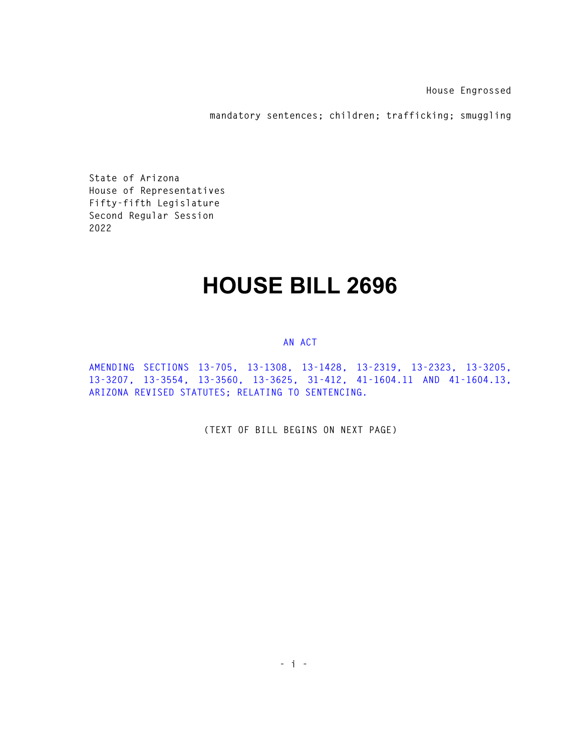House Engrossed

mandatory sentences; children; trafficking; smuggling

State of Arizona
House of Representatives
Fifty-fifth Legislature
Second Regular Session
2022

# HOUSE BILL 2696

AN ACT

AMENDING SECTIONS 13-705, 13-1308, 13-1428, 13-2319, 13-2323, 13-3205, 13-3207, 13-3554, 13-3560, 13-3625, 31-412, 41-1604.11 AND 41-1604.13, ARIZONA REVISED STATUTES; RELATING TO SENTENCING.

(TEXT OF BILL BEGINS ON NEXT PAGE)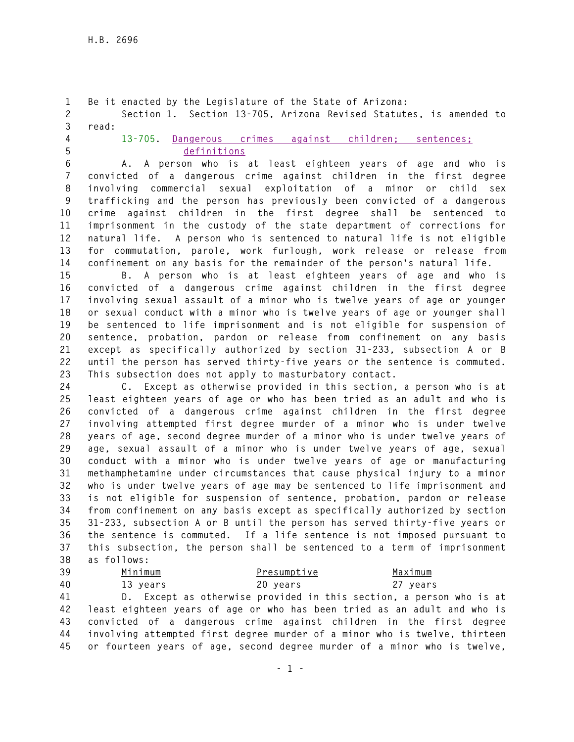Be it enacted by the Legislature of the State of Arizona:

Section 1. Section 13-705, Arizona Revised Statutes, is amended to read:

13-705. Dangerous crimes against children; sentences; definitions

A. A person who is at least eighteen years of age and who is convicted of a dangerous crime against children in the first degree involving commercial sexual exploitation of a minor or child sex trafficking and the person has previously been convicted of a dangerous crime against children in the first degree shall be sentenced to imprisonment in the custody of the state department of corrections for natural life. A person who is sentenced to natural life is not eligible for commutation, parole, work furlough, work release or release from confinement on any basis for the remainder of the person's natural life.

B. A person who is at least eighteen years of age and who is convicted of a dangerous crime against children in the first degree involving sexual assault of a minor who is twelve years of age or younger or sexual conduct with a minor who is twelve years of age or younger shall be sentenced to life imprisonment and is not eligible for suspension of sentence, probation, pardon or release from confinement on any basis except as specifically authorized by section 31-233, subsection A or B until the person has served thirty-five years or the sentence is commuted. This subsection does not apply to masturbatory contact.

C. Except as otherwise provided in this section, a person who is at least eighteen years of age or who has been tried as an adult and who is convicted of a dangerous crime against children in the first degree involving attempted first degree murder of a minor who is under twelve years of age, second degree murder of a minor who is under twelve years of age, sexual assault of a minor who is under twelve years of age, sexual conduct with a minor who is under twelve years of age or manufacturing methamphetamine under circumstances that cause physical injury to a minor who is under twelve years of age may be sentenced to life imprisonment and is not eligible for suspension of sentence, probation, pardon or release from confinement on any basis except as specifically authorized by section 31-233, subsection A or B until the person has served thirty-five years or the sentence is commuted. If a life sentence is not imposed pursuant to this subsection, the person shall be sentenced to a term of imprisonment as follows:

| Minimum | Presumptive | Maximum |
|---|---|---|
| 13 years | 20 years | 27 years |

D. Except as otherwise provided in this section, a person who is at least eighteen years of age or who has been tried as an adult and who is convicted of a dangerous crime against children in the first degree involving attempted first degree murder of a minor who is twelve, thirteen or fourteen years of age, second degree murder of a minor who is twelve,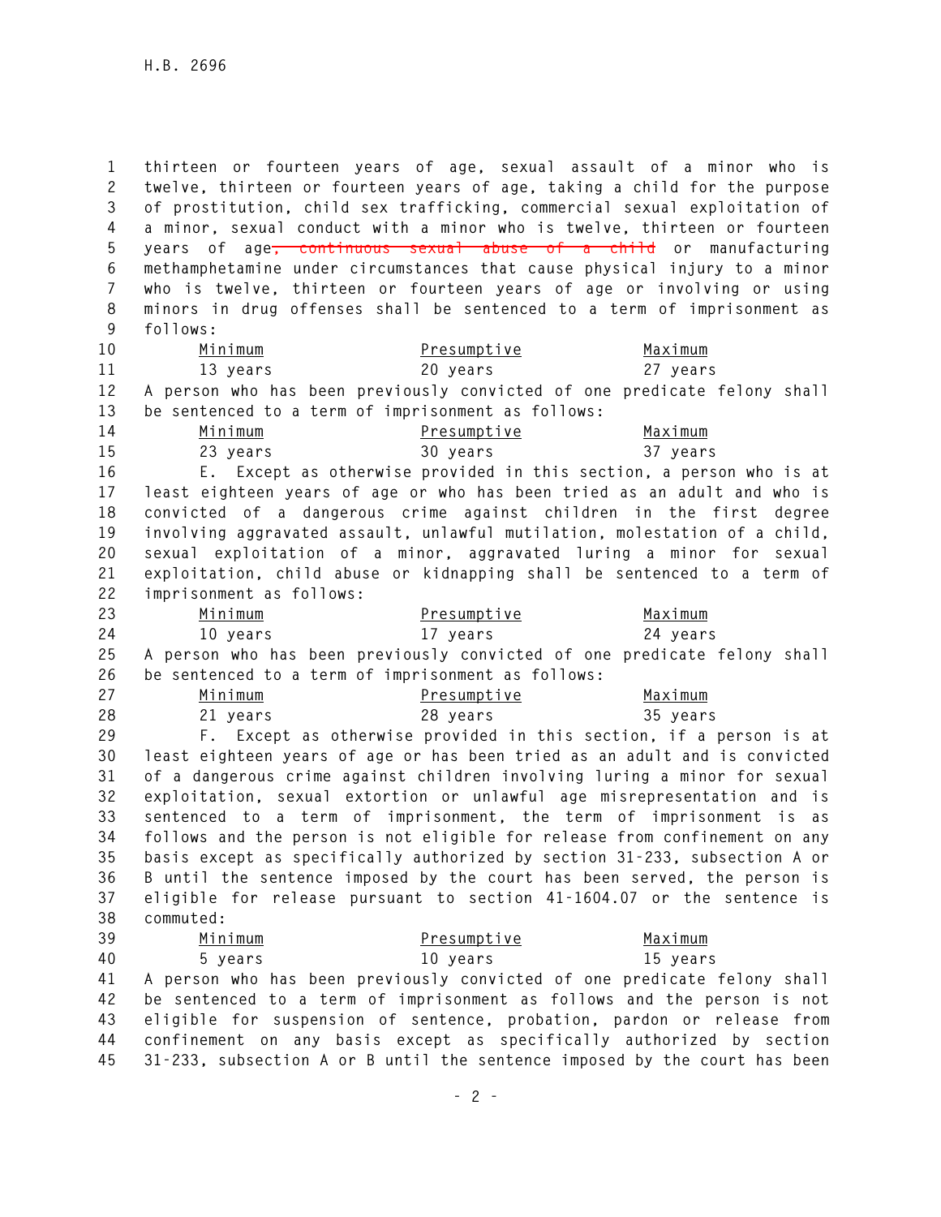thirteen or fourteen years of age, sexual assault of a minor who is twelve, thirteen or fourteen years of age, taking a child for the purpose of prostitution, child sex trafficking, commercial sexual exploitation of a minor, sexual conduct with a minor who is twelve, thirteen or fourteen years of age~~, continuous sexual abuse of a child~~ or manufacturing methamphetamine under circumstances that cause physical injury to a minor who is twelve, thirteen or fourteen years of age or involving or using minors in drug offenses shall be sentenced to a term of imprisonment as follows:

| Minimum | Presumptive | Maximum |
| --- | --- | --- |
| 13 years | 20 years | 27 years |

A person who has been previously convicted of one predicate felony shall be sentenced to a term of imprisonment as follows:

| Minimum | Presumptive | Maximum |
| --- | --- | --- |
| 23 years | 30 years | 37 years |

E. Except as otherwise provided in this section, a person who is at least eighteen years of age or who has been tried as an adult and who is convicted of a dangerous crime against children in the first degree involving aggravated assault, unlawful mutilation, molestation of a child, sexual exploitation of a minor, aggravated luring a minor for sexual exploitation, child abuse or kidnapping shall be sentenced to a term of imprisonment as follows:

| Minimum | Presumptive | Maximum |
| --- | --- | --- |
| 10 years | 17 years | 24 years |

A person who has been previously convicted of one predicate felony shall be sentenced to a term of imprisonment as follows:

| Minimum | Presumptive | Maximum |
| --- | --- | --- |
| 21 years | 28 years | 35 years |

F. Except as otherwise provided in this section, if a person is at least eighteen years of age or has been tried as an adult and is convicted of a dangerous crime against children involving luring a minor for sexual exploitation, sexual extortion or unlawful age misrepresentation and is sentenced to a term of imprisonment, the term of imprisonment is as follows and the person is not eligible for release from confinement on any basis except as specifically authorized by section 31-233, subsection A or B until the sentence imposed by the court has been served, the person is eligible for release pursuant to section 41-1604.07 or the sentence is commuted:

| Minimum | Presumptive | Maximum |
| --- | --- | --- |
| 5 years | 10 years | 15 years |

A person who has been previously convicted of one predicate felony shall be sentenced to a term of imprisonment as follows and the person is not eligible for suspension of sentence, probation, pardon or release from confinement on any basis except as specifically authorized by section 31-233, subsection A or B until the sentence imposed by the court has been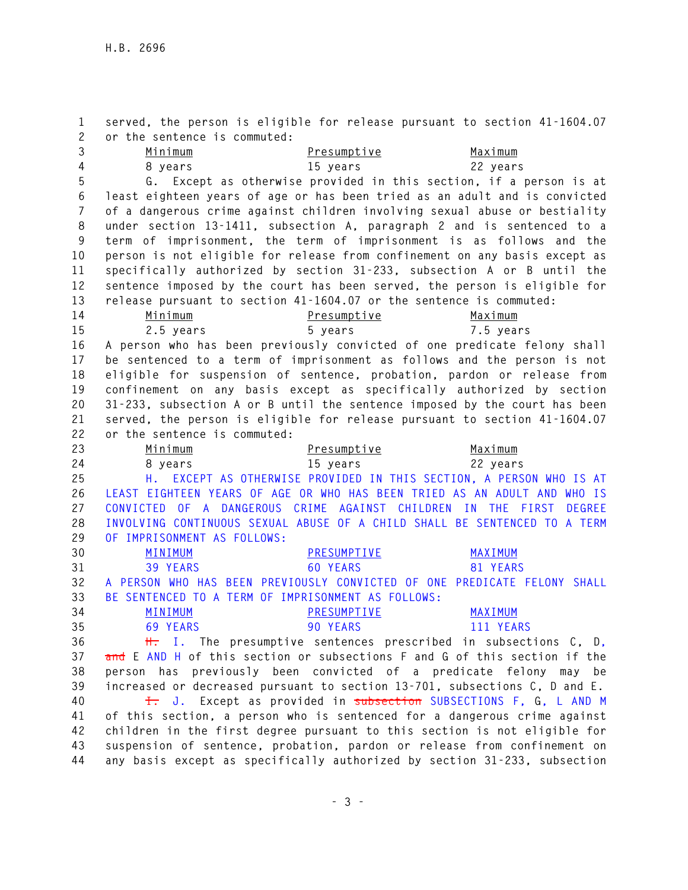served, the person is eligible for release pursuant to section 41-1604.07 or the sentence is commuted:

| Minimum | Presumptive | Maximum |
|---|---|---|
| 8 years | 15 years | 22 years |

G. Except as otherwise provided in this section, if a person is at least eighteen years of age or has been tried as an adult and is convicted of a dangerous crime against children involving sexual abuse or bestiality under section 13-1411, subsection A, paragraph 2 and is sentenced to a term of imprisonment, the term of imprisonment is as follows and the person is not eligible for release from confinement on any basis except as specifically authorized by section 31-233, subsection A or B until the sentence imposed by the court has been served, the person is eligible for release pursuant to section 41-1604.07 or the sentence is commuted:

| Minimum | Presumptive | Maximum |
|---|---|---|
| 2.5 years | 5 years | 7.5 years |

A person who has been previously convicted of one predicate felony shall be sentenced to a term of imprisonment as follows and the person is not eligible for suspension of sentence, probation, pardon or release from confinement on any basis except as specifically authorized by section 31-233, subsection A or B until the sentence imposed by the court has been served, the person is eligible for release pursuant to section 41-1604.07 or the sentence is commuted:

| Minimum | Presumptive | Maximum |
|---|---|---|
| 8 years | 15 years | 22 years |

H. EXCEPT AS OTHERWISE PROVIDED IN THIS SECTION, A PERSON WHO IS AT LEAST EIGHTEEN YEARS OF AGE OR WHO HAS BEEN TRIED AS AN ADULT AND WHO IS CONVICTED OF A DANGEROUS CRIME AGAINST CHILDREN IN THE FIRST DEGREE INVOLVING CONTINUOUS SEXUAL ABUSE OF A CHILD SHALL BE SENTENCED TO A TERM OF IMPRISONMENT AS FOLLOWS:

| MINIMUM | PRESUMPTIVE | MAXIMUM |
|---|---|---|
| 39 YEARS | 60 YEARS | 81 YEARS |

A PERSON WHO HAS BEEN PREVIOUSLY CONVICTED OF ONE PREDICATE FELONY SHALL BE SENTENCED TO A TERM OF IMPRISONMENT AS FOLLOWS:

| MINIMUM | PRESUMPTIVE | MAXIMUM |
|---|---|---|
| 69 YEARS | 90 YEARS | 111 YEARS |

~~H.~~ I. The presumptive sentences prescribed in subsections C, D, ~~and~~ E AND H of this section or subsections F and G of this section if the person has previously been convicted of a predicate felony may be increased or decreased pursuant to section 13-701, subsections C, D and E.

~~I.~~ J. Except as provided in ~~subsection~~ SUBSECTIONS F, G, L AND M of this section, a person who is sentenced for a dangerous crime against children in the first degree pursuant to this section is not eligible for suspension of sentence, probation, pardon or release from confinement on any basis except as specifically authorized by section 31-233, subsection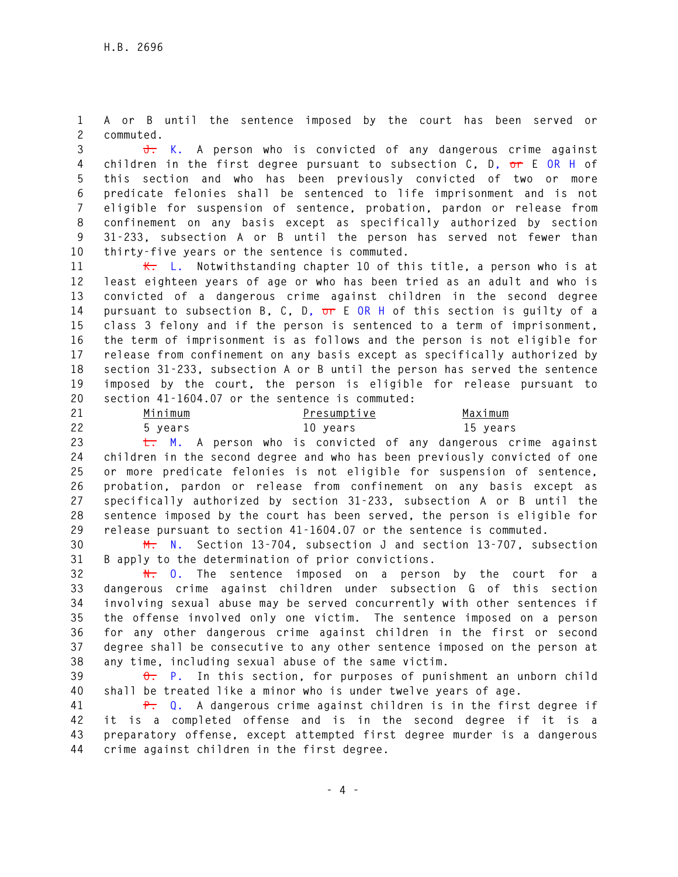A or B until the sentence imposed by the court has been served or commuted.

~~J.~~ K. A person who is convicted of any dangerous crime against children in the first degree pursuant to subsection C, D, ~~or~~ E OR H of this section and who has been previously convicted of two or more predicate felonies shall be sentenced to life imprisonment and is not eligible for suspension of sentence, probation, pardon or release from confinement on any basis except as specifically authorized by section 31-233, subsection A or B until the person has served not fewer than thirty-five years or the sentence is commuted.

~~K.~~ L. Notwithstanding chapter 10 of this title, a person who is at least eighteen years of age or who has been tried as an adult and who is convicted of a dangerous crime against children in the second degree pursuant to subsection B, C, D, ~~or~~ E OR H of this section is guilty of a class 3 felony and if the person is sentenced to a term of imprisonment, the term of imprisonment is as follows and the person is not eligible for release from confinement on any basis except as specifically authorized by section 31-233, subsection A or B until the person has served the sentence imposed by the court, the person is eligible for release pursuant to section 41-1604.07 or the sentence is commuted:

| Minimum | Presumptive | Maximum |
|---|---|---|
| 5 years | 10 years | 15 years |

~~L.~~ M. A person who is convicted of any dangerous crime against children in the second degree and who has been previously convicted of one or more predicate felonies is not eligible for suspension of sentence, probation, pardon or release from confinement on any basis except as specifically authorized by section 31-233, subsection A or B until the sentence imposed by the court has been served, the person is eligible for release pursuant to section 41-1604.07 or the sentence is commuted.

~~M.~~ N. Section 13-704, subsection J and section 13-707, subsection B apply to the determination of prior convictions.

~~N.~~ O. The sentence imposed on a person by the court for a dangerous crime against children under subsection G of this section involving sexual abuse may be served concurrently with other sentences if the offense involved only one victim. The sentence imposed on a person for any other dangerous crime against children in the first or second degree shall be consecutive to any other sentence imposed on the person at any time, including sexual abuse of the same victim.

~~O.~~ P. In this section, for purposes of punishment an unborn child shall be treated like a minor who is under twelve years of age.

~~P.~~ Q. A dangerous crime against children is in the first degree if it is a completed offense and is in the second degree if it is a preparatory offense, except attempted first degree murder is a dangerous crime against children in the first degree.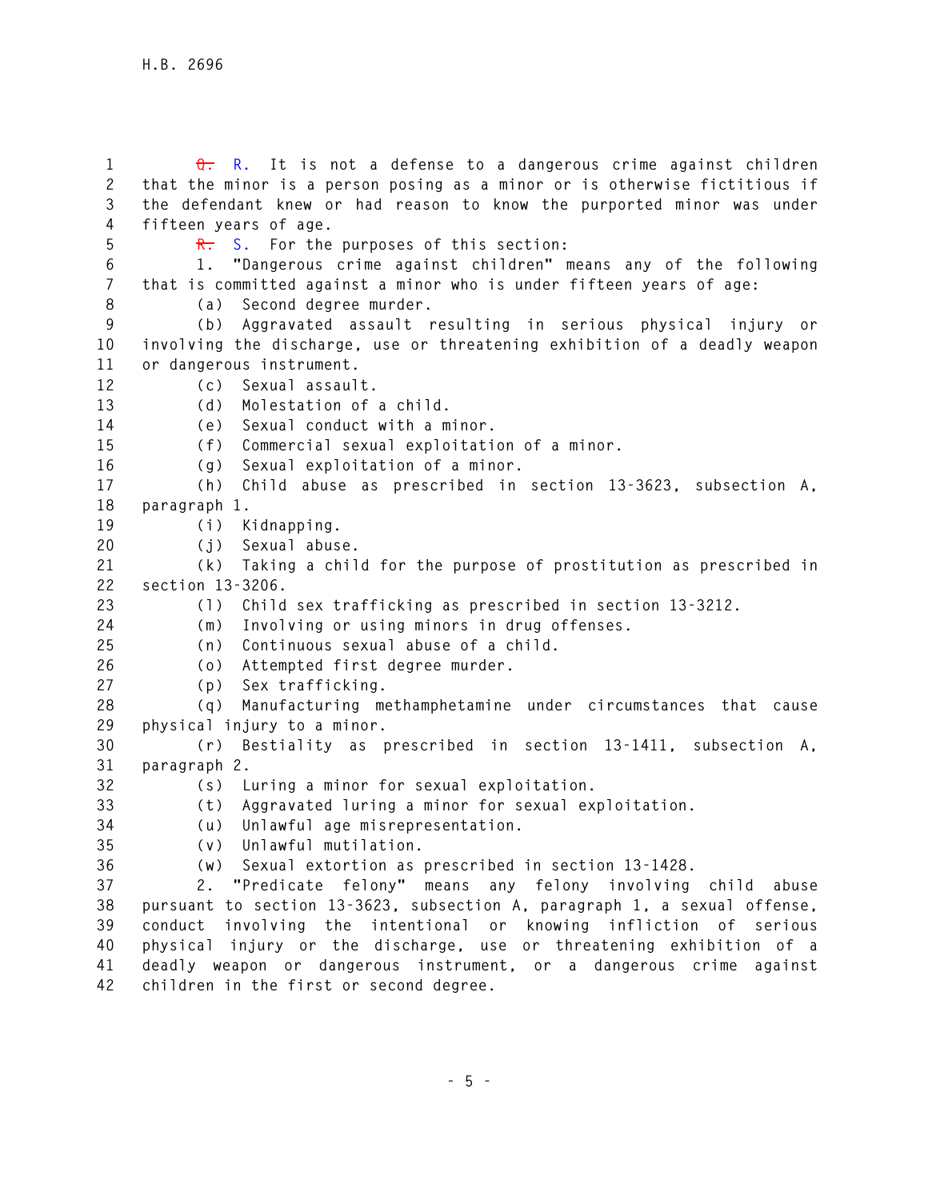~~Q.~~ R. It is not a defense to a dangerous crime against children that the minor is a person posing as a minor or is otherwise fictitious if the defendant knew or had reason to know the purported minor was under fifteen years of age.

~~R.~~ S. For the purposes of this section:

1. "Dangerous crime against children" means any of the following that is committed against a minor who is under fifteen years of age:

(a) Second degree murder.

(b) Aggravated assault resulting in serious physical injury or involving the discharge, use or threatening exhibition of a deadly weapon or dangerous instrument.

(c) Sexual assault.

(d) Molestation of a child.

(e) Sexual conduct with a minor.

(f) Commercial sexual exploitation of a minor.

(g) Sexual exploitation of a minor.

(h) Child abuse as prescribed in section 13-3623, subsection A, paragraph 1.

(i) Kidnapping.

(j) Sexual abuse.

(k) Taking a child for the purpose of prostitution as prescribed in section 13-3206.

(l) Child sex trafficking as prescribed in section 13-3212.

(m) Involving or using minors in drug offenses.

(n) Continuous sexual abuse of a child.

(o) Attempted first degree murder.

(p) Sex trafficking.

(q) Manufacturing methamphetamine under circumstances that cause physical injury to a minor.

(r) Bestiality as prescribed in section 13-1411, subsection A, paragraph 2.

(s) Luring a minor for sexual exploitation.

(t) Aggravated luring a minor for sexual exploitation.

(u) Unlawful age misrepresentation.

(v) Unlawful mutilation.

(w) Sexual extortion as prescribed in section 13-1428.

2. "Predicate felony" means any felony involving child abuse pursuant to section 13-3623, subsection A, paragraph 1, a sexual offense, conduct involving the intentional or knowing infliction of serious physical injury or the discharge, use or threatening exhibition of a deadly weapon or dangerous instrument, or a dangerous crime against children in the first or second degree.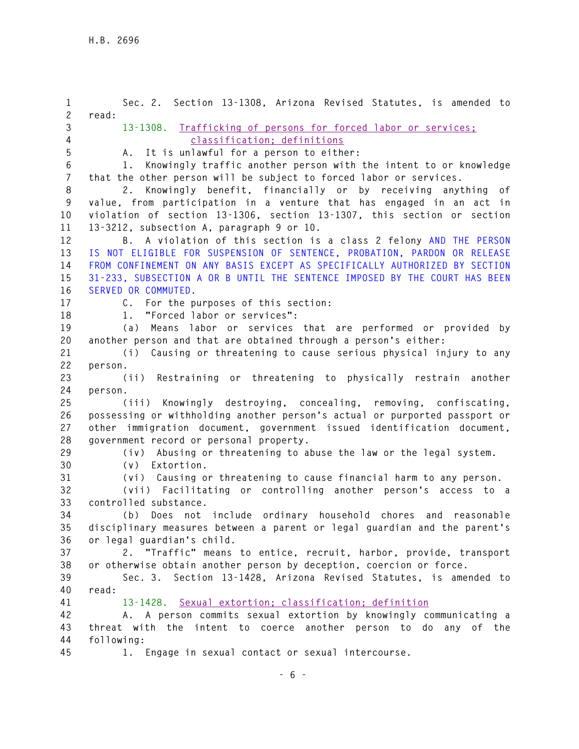Sec. 2. Section 13-1308, Arizona Revised Statutes, is amended to read:

13-1308. Trafficking of persons for forced labor or services; classification; definitions

A. It is unlawful for a person to either:

1. Knowingly traffic another person with the intent to or knowledge that the other person will be subject to forced labor or services.

2. Knowingly benefit, financially or by receiving anything of value, from participation in a venture that has engaged in an act in violation of section 13-1306, section 13-1307, this section or section 13-3212, subsection A, paragraph 9 or 10.

B. A violation of this section is a class 2 felony AND THE PERSON IS NOT ELIGIBLE FOR SUSPENSION OF SENTENCE, PROBATION, PARDON OR RELEASE FROM CONFINEMENT ON ANY BASIS EXCEPT AS SPECIFICALLY AUTHORIZED BY SECTION 31-233, SUBSECTION A OR B UNTIL THE SENTENCE IMPOSED BY THE COURT HAS BEEN SERVED OR COMMUTED.

C. For the purposes of this section:

1. "Forced labor or services":

(a) Means labor or services that are performed or provided by another person and that are obtained through a person's either:

(i) Causing or threatening to cause serious physical injury to any person.

(ii) Restraining or threatening to physically restrain another person.

(iii) Knowingly destroying, concealing, removing, confiscating, possessing or withholding another person's actual or purported passport or other immigration document, government issued identification document, government record or personal property.

(iv) Abusing or threatening to abuse the law or the legal system.

(v) Extortion.

(vi) Causing or threatening to cause financial harm to any person.

(vii) Facilitating or controlling another person's access to a controlled substance.

(b) Does not include ordinary household chores and reasonable disciplinary measures between a parent or legal guardian and the parent's or legal guardian's child.

2. "Traffic" means to entice, recruit, harbor, provide, transport or otherwise obtain another person by deception, coercion or force.

Sec. 3. Section 13-1428, Arizona Revised Statutes, is amended to read:

13-1428. Sexual extortion; classification; definition

A. A person commits sexual extortion by knowingly communicating a threat with the intent to coerce another person to do any of the following:

1. Engage in sexual contact or sexual intercourse.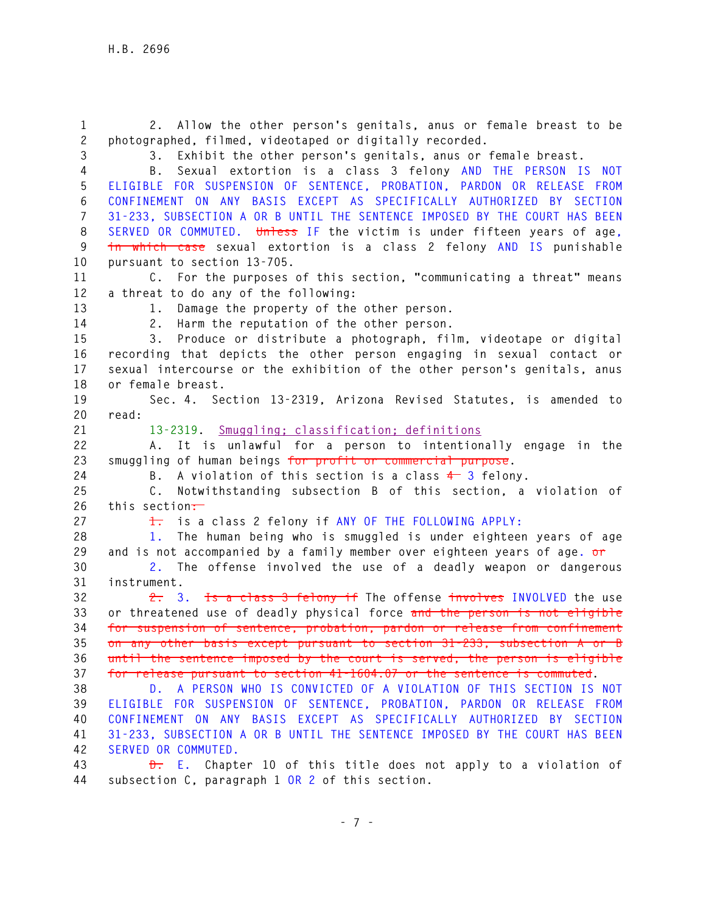2. Allow the other person's genitals, anus or female breast to be photographed, filmed, videotaped or digitally recorded.

3. Exhibit the other person's genitals, anus or female breast.

B. Sexual extortion is a class 3 felony AND THE PERSON IS NOT ELIGIBLE FOR SUSPENSION OF SENTENCE, PROBATION, PARDON OR RELEASE FROM CONFINEMENT ON ANY BASIS EXCEPT AS SPECIFICALLY AUTHORIZED BY SECTION 31-233, SUBSECTION A OR B UNTIL THE SENTENCE IMPOSED BY THE COURT HAS BEEN SERVED OR COMMUTED. ~~Unless~~ IF the victim is under fifteen years of age, ~~in which case~~ sexual extortion is a class 2 felony AND IS punishable pursuant to section 13-705.

C. For the purposes of this section, "communicating a threat" means a threat to do any of the following:

1. Damage the property of the other person.

2. Harm the reputation of the other person.

3. Produce or distribute a photograph, film, videotape or digital recording that depicts the other person engaging in sexual contact or sexual intercourse or the exhibition of the other person's genitals, anus or female breast.

Sec. 4. Section 13-2319, Arizona Revised Statutes, is amended to read:

13-2319. Smuggling; classification; definitions

A. It is unlawful for a person to intentionally engage in the smuggling of human beings ~~for profit or commercial purpose~~.

B. A violation of this section is a class ~~4~~ 3 felony.

C. Notwithstanding subsection B of this section, a violation of this section~~:~~

~~1.~~ is a class 2 felony if ANY OF THE FOLLOWING APPLY:

1. The human being who is smuggled is under eighteen years of age and is not accompanied by a family member over eighteen years of age. ~~or~~

2. The offense involved the use of a deadly weapon or dangerous instrument.

~~2.~~ 3. ~~Is a class 3 felony if~~ The offense ~~involves~~ INVOLVED the use or threatened use of deadly physical force ~~and the person is not eligible for suspension of sentence, probation, pardon or release from confinement on any other basis except pursuant to section 31-233, subsection A or B until the sentence imposed by the court is served, the person is eligible for release pursuant to section 41-1604.07 or the sentence is commuted~~.

D. A PERSON WHO IS CONVICTED OF A VIOLATION OF THIS SECTION IS NOT ELIGIBLE FOR SUSPENSION OF SENTENCE, PROBATION, PARDON OR RELEASE FROM CONFINEMENT ON ANY BASIS EXCEPT AS SPECIFICALLY AUTHORIZED BY SECTION 31-233, SUBSECTION A OR B UNTIL THE SENTENCE IMPOSED BY THE COURT HAS BEEN SERVED OR COMMUTED.

~~D.~~ E. Chapter 10 of this title does not apply to a violation of subsection C, paragraph 1 OR 2 of this section.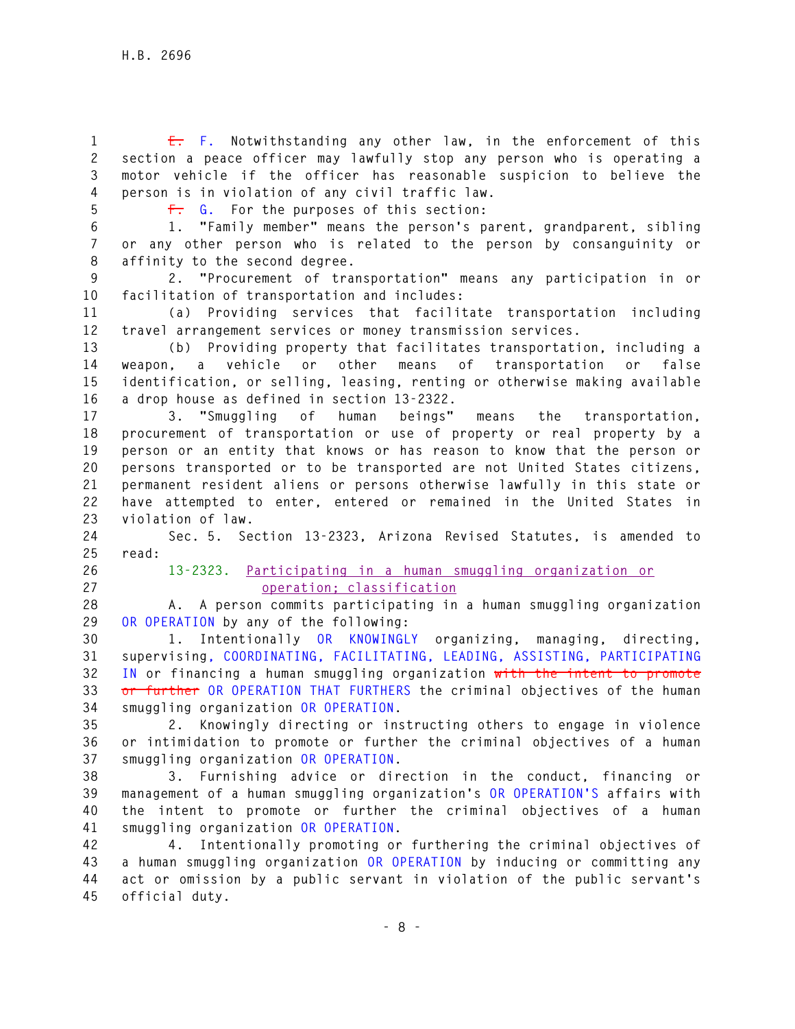~~E.~~ F. Notwithstanding any other law, in the enforcement of this section a peace officer may lawfully stop any person who is operating a motor vehicle if the officer has reasonable suspicion to believe the person is in violation of any civil traffic law.

~~F.~~ G. For the purposes of this section:

1. "Family member" means the person's parent, grandparent, sibling or any other person who is related to the person by consanguinity or affinity to the second degree.

2. "Procurement of transportation" means any participation in or facilitation of transportation and includes:

(a) Providing services that facilitate transportation including travel arrangement services or money transmission services.

(b) Providing property that facilitates transportation, including a weapon, a vehicle or other means of transportation or false identification, or selling, leasing, renting or otherwise making available a drop house as defined in section 13-2322.

3. "Smuggling of human beings" means the transportation, procurement of transportation or use of property or real property by a person or an entity that knows or has reason to know that the person or persons transported or to be transported are not United States citizens, permanent resident aliens or persons otherwise lawfully in this state or have attempted to enter, entered or remained in the United States in violation of law.

Sec. 5. Section 13-2323, Arizona Revised Statutes, is amended to read:

13-2323. Participating in a human smuggling organization or operation; classification

A. A person commits participating in a human smuggling organization OR OPERATION by any of the following:

1. Intentionally OR KNOWINGLY organizing, managing, directing, supervising, COORDINATING, FACILITATING, LEADING, ASSISTING, PARTICIPATING IN or financing a human smuggling organization ~~with the intent to promote or further~~ OR OPERATION THAT FURTHERS the criminal objectives of the human smuggling organization OR OPERATION.

2. Knowingly directing or instructing others to engage in violence or intimidation to promote or further the criminal objectives of a human smuggling organization OR OPERATION.

3. Furnishing advice or direction in the conduct, financing or management of a human smuggling organization's OR OPERATION'S affairs with the intent to promote or further the criminal objectives of a human smuggling organization OR OPERATION.

4. Intentionally promoting or furthering the criminal objectives of a human smuggling organization OR OPERATION by inducing or committing any act or omission by a public servant in violation of the public servant's official duty.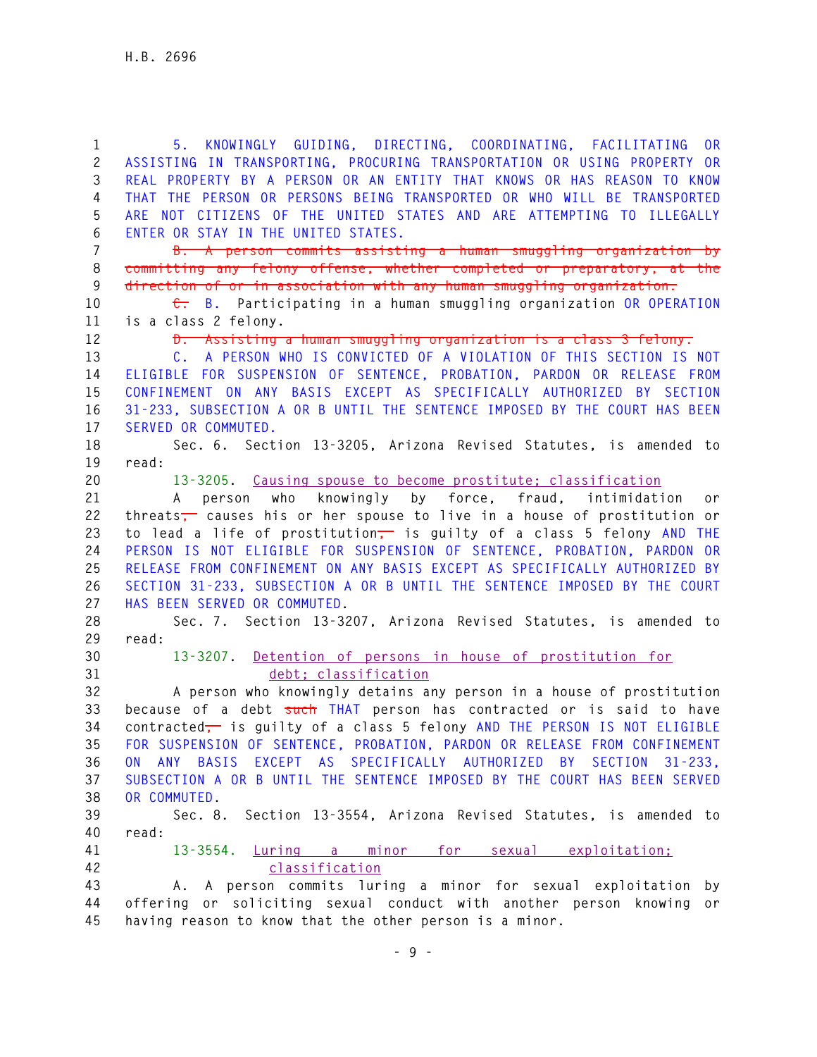5. KNOWINGLY GUIDING, DIRECTING, COORDINATING, FACILITATING OR ASSISTING IN TRANSPORTING, PROCURING TRANSPORTATION OR USING PROPERTY OR REAL PROPERTY BY A PERSON OR AN ENTITY THAT KNOWS OR HAS REASON TO KNOW THAT THE PERSON OR PERSONS BEING TRANSPORTED OR WHO WILL BE TRANSPORTED ARE NOT CITIZENS OF THE UNITED STATES AND ARE ATTEMPTING TO ILLEGALLY ENTER OR STAY IN THE UNITED STATES.

~~B. A person commits assisting a human smuggling organization by committing any felony offense, whether completed or preparatory, at the direction of or in association with any human smuggling organization.~~

~~C.~~ B. Participating in a human smuggling organization OR OPERATION is a class 2 felony.

~~D. Assisting a human smuggling organization is a class 3 felony.~~

C. A PERSON WHO IS CONVICTED OF A VIOLATION OF THIS SECTION IS NOT ELIGIBLE FOR SUSPENSION OF SENTENCE, PROBATION, PARDON OR RELEASE FROM CONFINEMENT ON ANY BASIS EXCEPT AS SPECIFICALLY AUTHORIZED BY SECTION 31-233, SUBSECTION A OR B UNTIL THE SENTENCE IMPOSED BY THE COURT HAS BEEN SERVED OR COMMUTED.

Sec. 6. Section 13-3205, Arizona Revised Statutes, is amended to read:

13-3205. Causing spouse to become prostitute; classification

A person who knowingly by force, fraud, intimidation or threats~~,~~ causes his or her spouse to live in a house of prostitution or to lead a life of prostitution~~,~~ is guilty of a class 5 felony AND THE PERSON IS NOT ELIGIBLE FOR SUSPENSION OF SENTENCE, PROBATION, PARDON OR RELEASE FROM CONFINEMENT ON ANY BASIS EXCEPT AS SPECIFICALLY AUTHORIZED BY SECTION 31-233, SUBSECTION A OR B UNTIL THE SENTENCE IMPOSED BY THE COURT HAS BEEN SERVED OR COMMUTED.

Sec. 7. Section 13-3207, Arizona Revised Statutes, is amended to read:

13-3207. Detention of persons in house of prostitution for debt; classification

A person who knowingly detains any person in a house of prostitution because of a debt ~~such~~ THAT person has contracted or is said to have contracted~~,~~ is guilty of a class 5 felony AND THE PERSON IS NOT ELIGIBLE FOR SUSPENSION OF SENTENCE, PROBATION, PARDON OR RELEASE FROM CONFINEMENT ON ANY BASIS EXCEPT AS SPECIFICALLY AUTHORIZED BY SECTION 31-233, SUBSECTION A OR B UNTIL THE SENTENCE IMPOSED BY THE COURT HAS BEEN SERVED OR COMMUTED.

Sec. 8. Section 13-3554, Arizona Revised Statutes, is amended to read:

13-3554. Luring a minor for sexual exploitation; classification

A. A person commits luring a minor for sexual exploitation by offering or soliciting sexual conduct with another person knowing or having reason to know that the other person is a minor.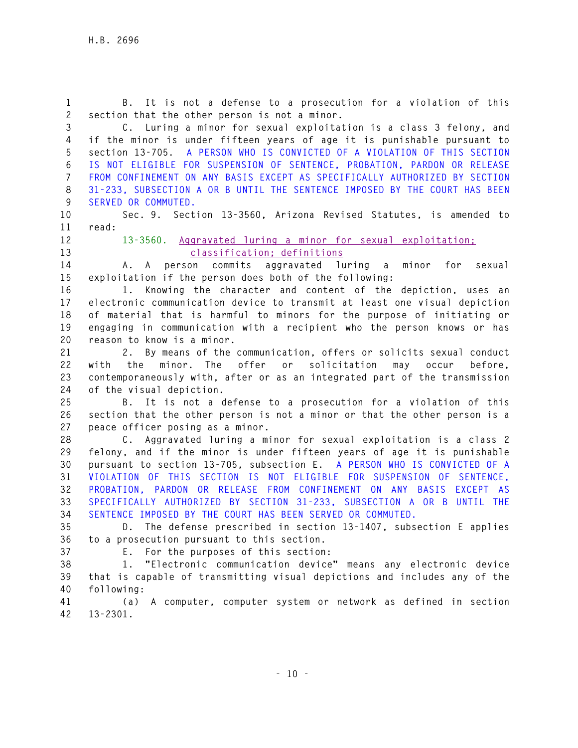B. It is not a defense to a prosecution for a violation of this section that the other person is not a minor.

C. Luring a minor for sexual exploitation is a class 3 felony, and if the minor is under fifteen years of age it is punishable pursuant to section 13-705. A PERSON WHO IS CONVICTED OF A VIOLATION OF THIS SECTION IS NOT ELIGIBLE FOR SUSPENSION OF SENTENCE, PROBATION, PARDON OR RELEASE FROM CONFINEMENT ON ANY BASIS EXCEPT AS SPECIFICALLY AUTHORIZED BY SECTION 31-233, SUBSECTION A OR B UNTIL THE SENTENCE IMPOSED BY THE COURT HAS BEEN SERVED OR COMMUTED.

Sec. 9. Section 13-3560, Arizona Revised Statutes, is amended to read:

13-3560. Aggravated luring a minor for sexual exploitation; classification; definitions

A. A person commits aggravated luring a minor for sexual exploitation if the person does both of the following:

1. Knowing the character and content of the depiction, uses an electronic communication device to transmit at least one visual depiction of material that is harmful to minors for the purpose of initiating or engaging in communication with a recipient who the person knows or has reason to know is a minor.

2. By means of the communication, offers or solicits sexual conduct with the minor. The offer or solicitation may occur before, contemporaneously with, after or as an integrated part of the transmission of the visual depiction.

B. It is not a defense to a prosecution for a violation of this section that the other person is not a minor or that the other person is a peace officer posing as a minor.

C. Aggravated luring a minor for sexual exploitation is a class 2 felony, and if the minor is under fifteen years of age it is punishable pursuant to section 13-705, subsection E. A PERSON WHO IS CONVICTED OF A VIOLATION OF THIS SECTION IS NOT ELIGIBLE FOR SUSPENSION OF SENTENCE, PROBATION, PARDON OR RELEASE FROM CONFINEMENT ON ANY BASIS EXCEPT AS SPECIFICALLY AUTHORIZED BY SECTION 31-233, SUBSECTION A OR B UNTIL THE SENTENCE IMPOSED BY THE COURT HAS BEEN SERVED OR COMMUTED.

D. The defense prescribed in section 13-1407, subsection E applies to a prosecution pursuant to this section.

E. For the purposes of this section:

1. "Electronic communication device" means any electronic device that is capable of transmitting visual depictions and includes any of the following:

(a) A computer, computer system or network as defined in section 13-2301.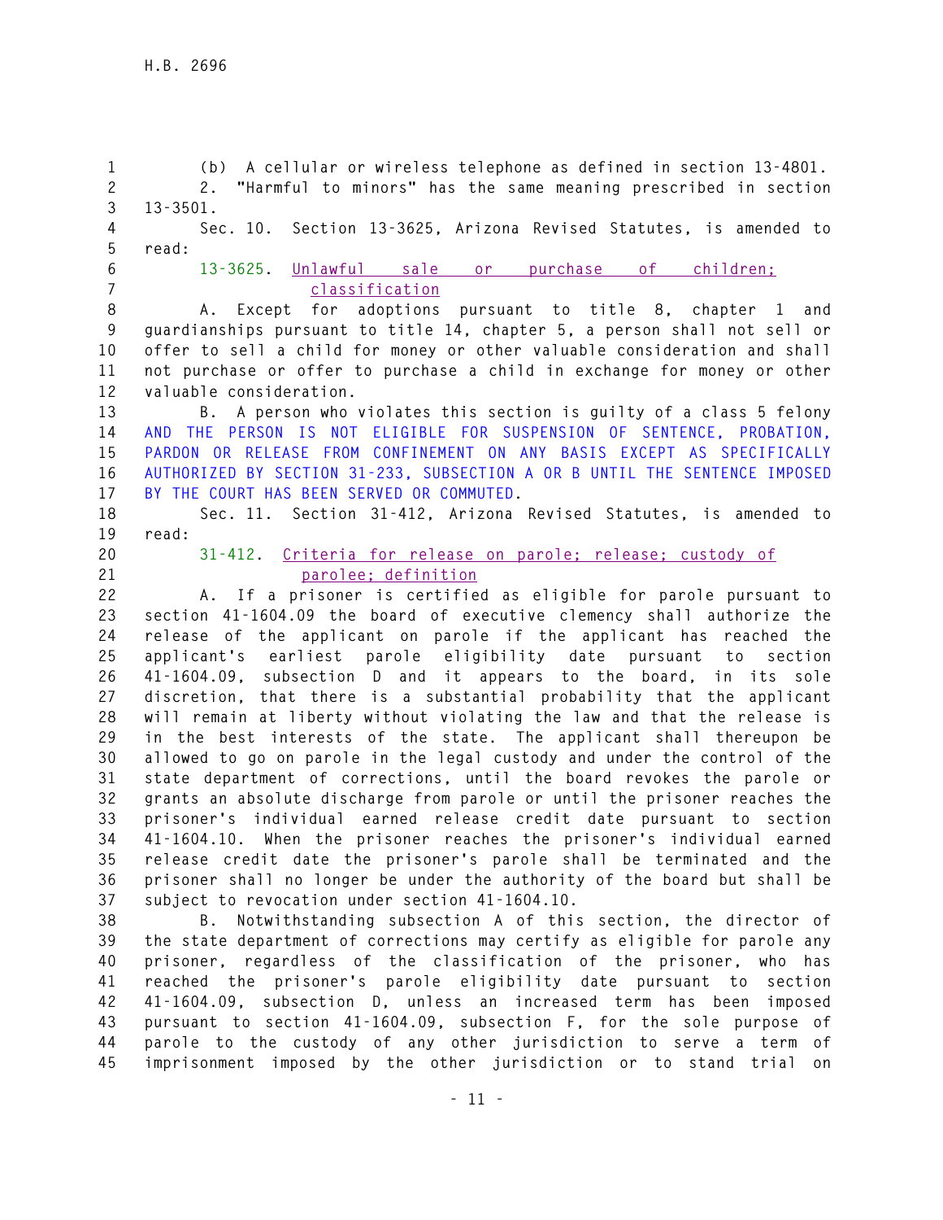(b) A cellular or wireless telephone as defined in section 13-4801.

2. "Harmful to minors" has the same meaning prescribed in section 13-3501.

Sec. 10. Section 13-3625, Arizona Revised Statutes, is amended to read:

13-3625. Unlawful sale or purchase of children; classification

A. Except for adoptions pursuant to title 8, chapter 1 and guardianships pursuant to title 14, chapter 5, a person shall not sell or offer to sell a child for money or other valuable consideration and shall not purchase or offer to purchase a child in exchange for money or other valuable consideration.

B. A person who violates this section is guilty of a class 5 felony AND THE PERSON IS NOT ELIGIBLE FOR SUSPENSION OF SENTENCE, PROBATION, PARDON OR RELEASE FROM CONFINEMENT ON ANY BASIS EXCEPT AS SPECIFICALLY AUTHORIZED BY SECTION 31-233, SUBSECTION A OR B UNTIL THE SENTENCE IMPOSED BY THE COURT HAS BEEN SERVED OR COMMUTED.

Sec. 11. Section 31-412, Arizona Revised Statutes, is amended to read:

31-412. Criteria for release on parole; release; custody of parolee; definition

A. If a prisoner is certified as eligible for parole pursuant to section 41-1604.09 the board of executive clemency shall authorize the release of the applicant on parole if the applicant has reached the applicant's earliest parole eligibility date pursuant to section 41-1604.09, subsection D and it appears to the board, in its sole discretion, that there is a substantial probability that the applicant will remain at liberty without violating the law and that the release is in the best interests of the state. The applicant shall thereupon be allowed to go on parole in the legal custody and under the control of the state department of corrections, until the board revokes the parole or grants an absolute discharge from parole or until the prisoner reaches the prisoner's individual earned release credit date pursuant to section 41-1604.10. When the prisoner reaches the prisoner's individual earned release credit date the prisoner's parole shall be terminated and the prisoner shall no longer be under the authority of the board but shall be subject to revocation under section 41-1604.10.

B. Notwithstanding subsection A of this section, the director of the state department of corrections may certify as eligible for parole any prisoner, regardless of the classification of the prisoner, who has reached the prisoner's parole eligibility date pursuant to section 41-1604.09, subsection D, unless an increased term has been imposed pursuant to section 41-1604.09, subsection F, for the sole purpose of parole to the custody of any other jurisdiction to serve a term of imprisonment imposed by the other jurisdiction or to stand trial on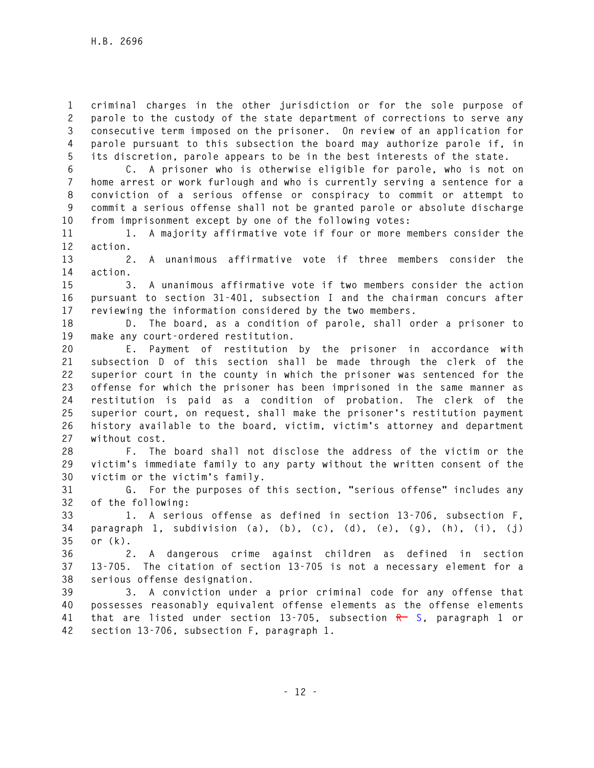criminal charges in the other jurisdiction or for the sole purpose of parole to the custody of the state department of corrections to serve any consecutive term imposed on the prisoner. On review of an application for parole pursuant to this subsection the board may authorize parole if, in its discretion, parole appears to be in the best interests of the state.

C. A prisoner who is otherwise eligible for parole, who is not on home arrest or work furlough and who is currently serving a sentence for a conviction of a serious offense or conspiracy to commit or attempt to commit a serious offense shall not be granted parole or absolute discharge from imprisonment except by one of the following votes:

1. A majority affirmative vote if four or more members consider the action.

2. A unanimous affirmative vote if three members consider the action.

3. A unanimous affirmative vote if two members consider the action pursuant to section 31-401, subsection I and the chairman concurs after reviewing the information considered by the two members.

D. The board, as a condition of parole, shall order a prisoner to make any court-ordered restitution.

E. Payment of restitution by the prisoner in accordance with subsection D of this section shall be made through the clerk of the superior court in the county in which the prisoner was sentenced for the offense for which the prisoner has been imprisoned in the same manner as restitution is paid as a condition of probation. The clerk of the superior court, on request, shall make the prisoner's restitution payment history available to the board, victim, victim's attorney and department without cost.

F. The board shall not disclose the address of the victim or the victim's immediate family to any party without the written consent of the victim or the victim's family.

G. For the purposes of this section, "serious offense" includes any of the following:

1. A serious offense as defined in section 13-706, subsection F, paragraph 1, subdivision (a), (b), (c), (d), (e), (g), (h), (i), (j) or (k).

2. A dangerous crime against children as defined in section 13-705. The citation of section 13-705 is not a necessary element for a serious offense designation.

3. A conviction under a prior criminal code for any offense that possesses reasonably equivalent offense elements as the offense elements that are listed under section 13-705, subsection ~~R~~ S, paragraph 1 or section 13-706, subsection F, paragraph 1.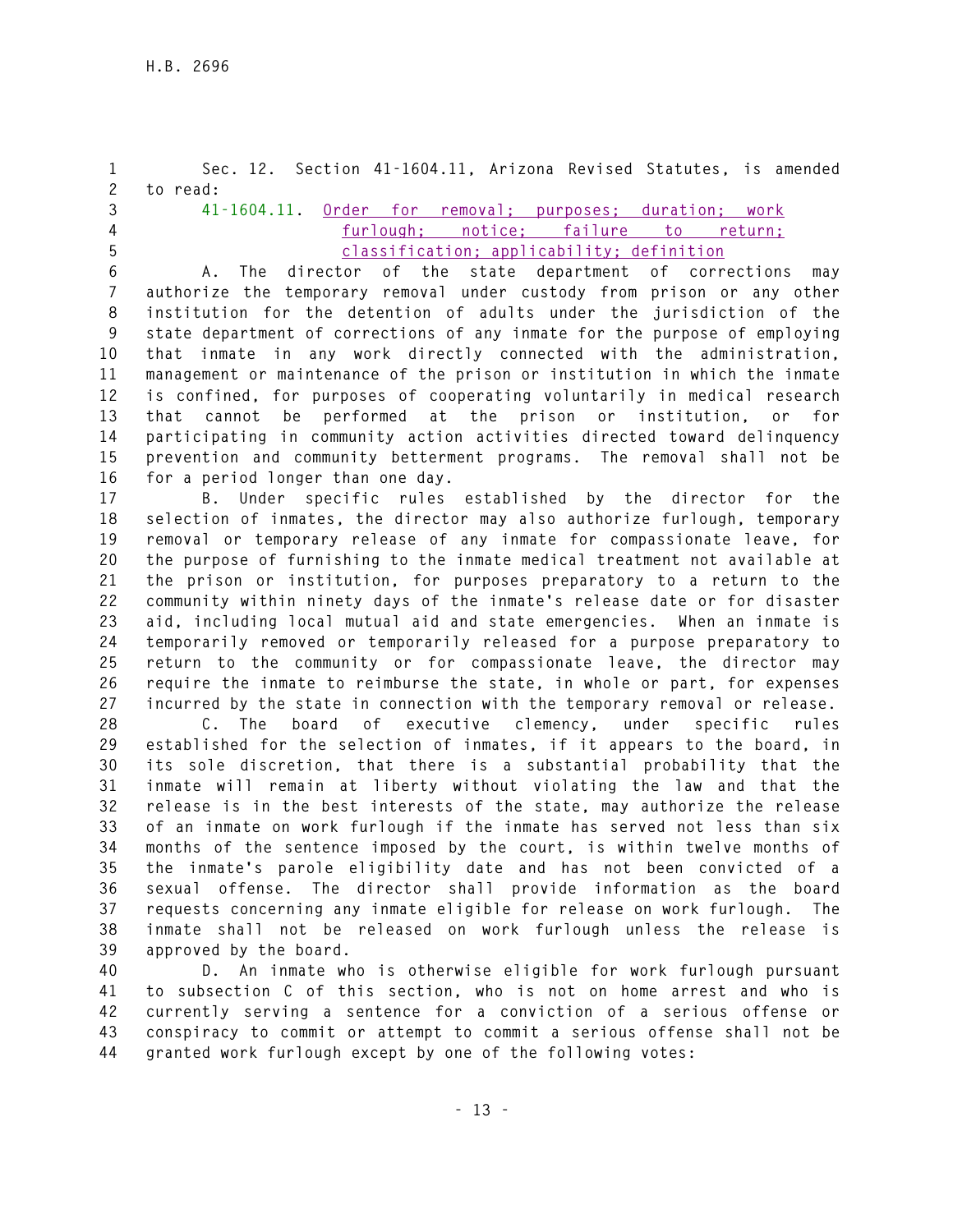Sec. 12. Section 41-1604.11, Arizona Revised Statutes, is amended to read:

41-1604.11. Order for removal; purposes; duration; work furlough; notice; failure to return; classification; applicability; definition

A. The director of the state department of corrections may authorize the temporary removal under custody from prison or any other institution for the detention of adults under the jurisdiction of the state department of corrections of any inmate for the purpose of employing that inmate in any work directly connected with the administration, management or maintenance of the prison or institution in which the inmate is confined, for purposes of cooperating voluntarily in medical research that cannot be performed at the prison or institution, or for participating in community action activities directed toward delinquency prevention and community betterment programs. The removal shall not be for a period longer than one day.

B. Under specific rules established by the director for the selection of inmates, the director may also authorize furlough, temporary removal or temporary release of any inmate for compassionate leave, for the purpose of furnishing to the inmate medical treatment not available at the prison or institution, for purposes preparatory to a return to the community within ninety days of the inmate's release date or for disaster aid, including local mutual aid and state emergencies. When an inmate is temporarily removed or temporarily released for a purpose preparatory to return to the community or for compassionate leave, the director may require the inmate to reimburse the state, in whole or part, for expenses incurred by the state in connection with the temporary removal or release.

C. The board of executive clemency, under specific rules established for the selection of inmates, if it appears to the board, in its sole discretion, that there is a substantial probability that the inmate will remain at liberty without violating the law and that the release is in the best interests of the state, may authorize the release of an inmate on work furlough if the inmate has served not less than six months of the sentence imposed by the court, is within twelve months of the inmate's parole eligibility date and has not been convicted of a sexual offense. The director shall provide information as the board requests concerning any inmate eligible for release on work furlough. The inmate shall not be released on work furlough unless the release is approved by the board.

D. An inmate who is otherwise eligible for work furlough pursuant to subsection C of this section, who is not on home arrest and who is currently serving a sentence for a conviction of a serious offense or conspiracy to commit or attempt to commit a serious offense shall not be granted work furlough except by one of the following votes: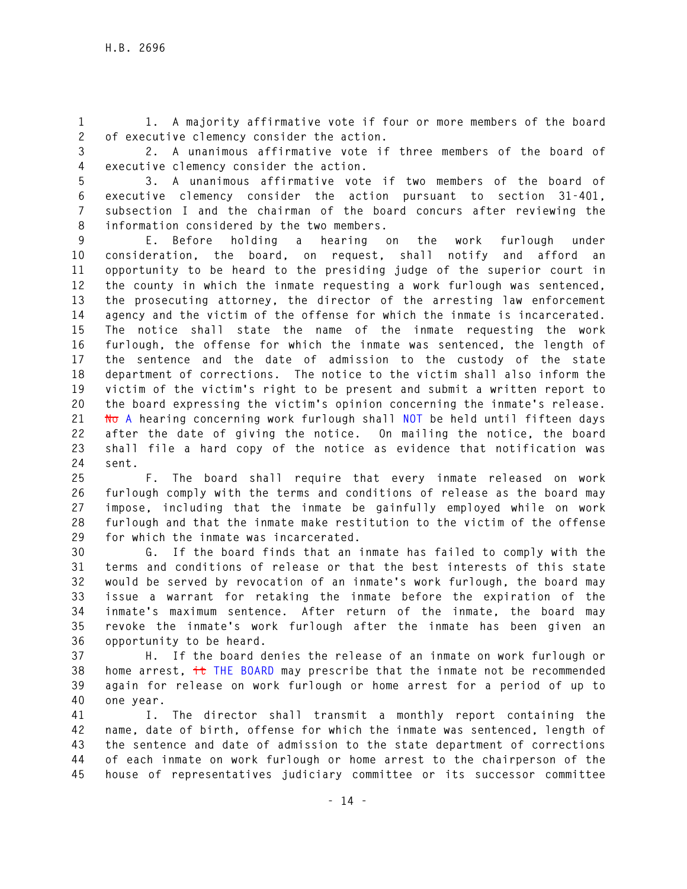1. A majority affirmative vote if four or more members of the board of executive clemency consider the action.

2. A unanimous affirmative vote if three members of the board of executive clemency consider the action.

3. A unanimous affirmative vote if two members of the board of executive clemency consider the action pursuant to section 31-401, subsection I and the chairman of the board concurs after reviewing the information considered by the two members.

E. Before holding a hearing on the work furlough under consideration, the board, on request, shall notify and afford an opportunity to be heard to the presiding judge of the superior court in the county in which the inmate requesting a work furlough was sentenced, the prosecuting attorney, the director of the arresting law enforcement agency and the victim of the offense for which the inmate is incarcerated. The notice shall state the name of the inmate requesting the work furlough, the offense for which the inmate was sentenced, the length of the sentence and the date of admission to the custody of the state department of corrections. The notice to the victim shall also inform the victim of the victim's right to be present and submit a written report to the board expressing the victim's opinion concerning the inmate's release. ~~No~~ A hearing concerning work furlough shall NOT be held until fifteen days after the date of giving the notice. On mailing the notice, the board shall file a hard copy of the notice as evidence that notification was sent.

F. The board shall require that every inmate released on work furlough comply with the terms and conditions of release as the board may impose, including that the inmate be gainfully employed while on work furlough and that the inmate make restitution to the victim of the offense for which the inmate was incarcerated.

G. If the board finds that an inmate has failed to comply with the terms and conditions of release or that the best interests of this state would be served by revocation of an inmate's work furlough, the board may issue a warrant for retaking the inmate before the expiration of the inmate's maximum sentence. After return of the inmate, the board may revoke the inmate's work furlough after the inmate has been given an opportunity to be heard.

H. If the board denies the release of an inmate on work furlough or home arrest, ~~it~~ THE BOARD may prescribe that the inmate not be recommended again for release on work furlough or home arrest for a period of up to one year.

I. The director shall transmit a monthly report containing the name, date of birth, offense for which the inmate was sentenced, length of the sentence and date of admission to the state department of corrections of each inmate on work furlough or home arrest to the chairperson of the house of representatives judiciary committee or its successor committee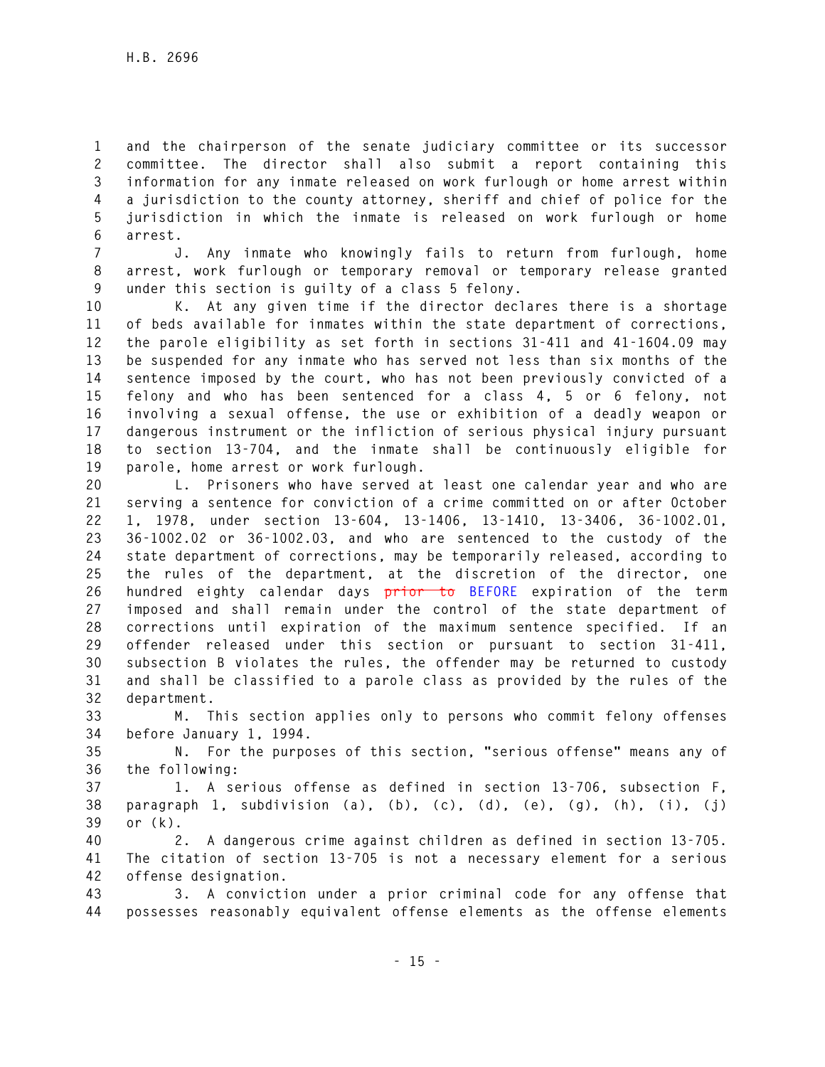and the chairperson of the senate judiciary committee or its successor committee. The director shall also submit a report containing this information for any inmate released on work furlough or home arrest within a jurisdiction to the county attorney, sheriff and chief of police for the jurisdiction in which the inmate is released on work furlough or home arrest.

J. Any inmate who knowingly fails to return from furlough, home arrest, work furlough or temporary removal or temporary release granted under this section is guilty of a class 5 felony.

K. At any given time if the director declares there is a shortage of beds available for inmates within the state department of corrections, the parole eligibility as set forth in sections 31-411 and 41-1604.09 may be suspended for any inmate who has served not less than six months of the sentence imposed by the court, who has not been previously convicted of a felony and who has been sentenced for a class 4, 5 or 6 felony, not involving a sexual offense, the use or exhibition of a deadly weapon or dangerous instrument or the infliction of serious physical injury pursuant to section 13-704, and the inmate shall be continuously eligible for parole, home arrest or work furlough.

L. Prisoners who have served at least one calendar year and who are serving a sentence for conviction of a crime committed on or after October 1, 1978, under section 13-604, 13-1406, 13-1410, 13-3406, 36-1002.01, 36-1002.02 or 36-1002.03, and who are sentenced to the custody of the state department of corrections, may be temporarily released, according to the rules of the department, at the discretion of the director, one hundred eighty calendar days ~~prior to~~ BEFORE expiration of the term imposed and shall remain under the control of the state department of corrections until expiration of the maximum sentence specified. If an offender released under this section or pursuant to section 31-411, subsection B violates the rules, the offender may be returned to custody and shall be classified to a parole class as provided by the rules of the department.

M. This section applies only to persons who commit felony offenses before January 1, 1994.

N. For the purposes of this section, "serious offense" means any of the following:

1. A serious offense as defined in section 13-706, subsection F, paragraph 1, subdivision (a), (b), (c), (d), (e), (g), (h), (i), (j) or (k).

2. A dangerous crime against children as defined in section 13-705. The citation of section 13-705 is not a necessary element for a serious offense designation.

3. A conviction under a prior criminal code for any offense that possesses reasonably equivalent offense elements as the offense elements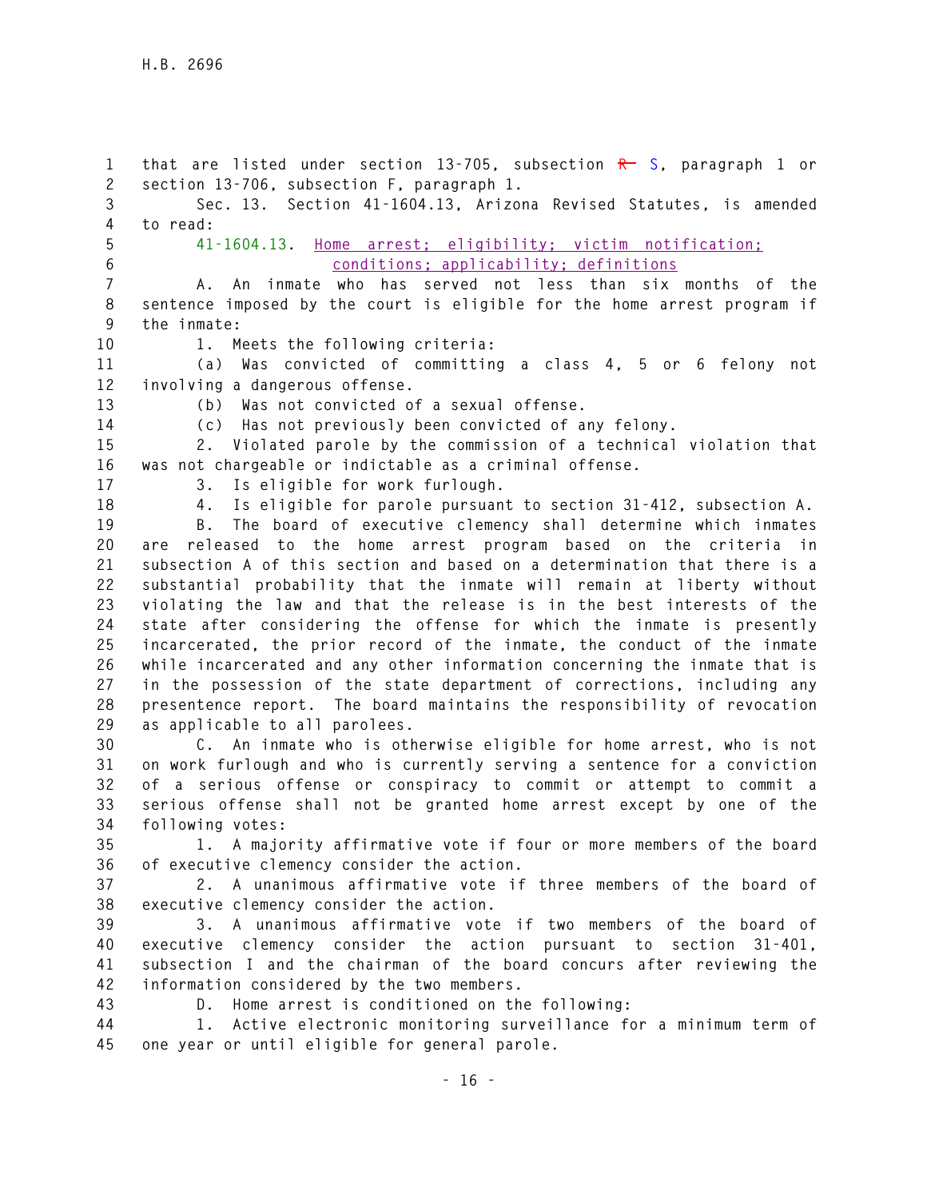that are listed under section 13-705, subsection ~~R~~ S, paragraph 1 or section 13-706, subsection F, paragraph 1.

Sec. 13. Section 41-1604.13, Arizona Revised Statutes, is amended to read:

41-1604.13. Home arrest; eligibility; victim notification; conditions; applicability; definitions

A. An inmate who has served not less than six months of the sentence imposed by the court is eligible for the home arrest program if the inmate:

1. Meets the following criteria:

(a) Was convicted of committing a class 4, 5 or 6 felony not involving a dangerous offense.

(b) Was not convicted of a sexual offense.

(c) Has not previously been convicted of any felony.

2. Violated parole by the commission of a technical violation that was not chargeable or indictable as a criminal offense.

3. Is eligible for work furlough.

4. Is eligible for parole pursuant to section 31-412, subsection A.

B. The board of executive clemency shall determine which inmates are released to the home arrest program based on the criteria in subsection A of this section and based on a determination that there is a substantial probability that the inmate will remain at liberty without violating the law and that the release is in the best interests of the state after considering the offense for which the inmate is presently incarcerated, the prior record of the inmate, the conduct of the inmate while incarcerated and any other information concerning the inmate that is in the possession of the state department of corrections, including any presentence report. The board maintains the responsibility of revocation as applicable to all parolees.

C. An inmate who is otherwise eligible for home arrest, who is not on work furlough and who is currently serving a sentence for a conviction of a serious offense or conspiracy to commit or attempt to commit a serious offense shall not be granted home arrest except by one of the following votes:

1. A majority affirmative vote if four or more members of the board of executive clemency consider the action.

2. A unanimous affirmative vote if three members of the board of executive clemency consider the action.

3. A unanimous affirmative vote if two members of the board of executive clemency consider the action pursuant to section 31-401, subsection I and the chairman of the board concurs after reviewing the information considered by the two members.

D. Home arrest is conditioned on the following:

1. Active electronic monitoring surveillance for a minimum term of one year or until eligible for general parole.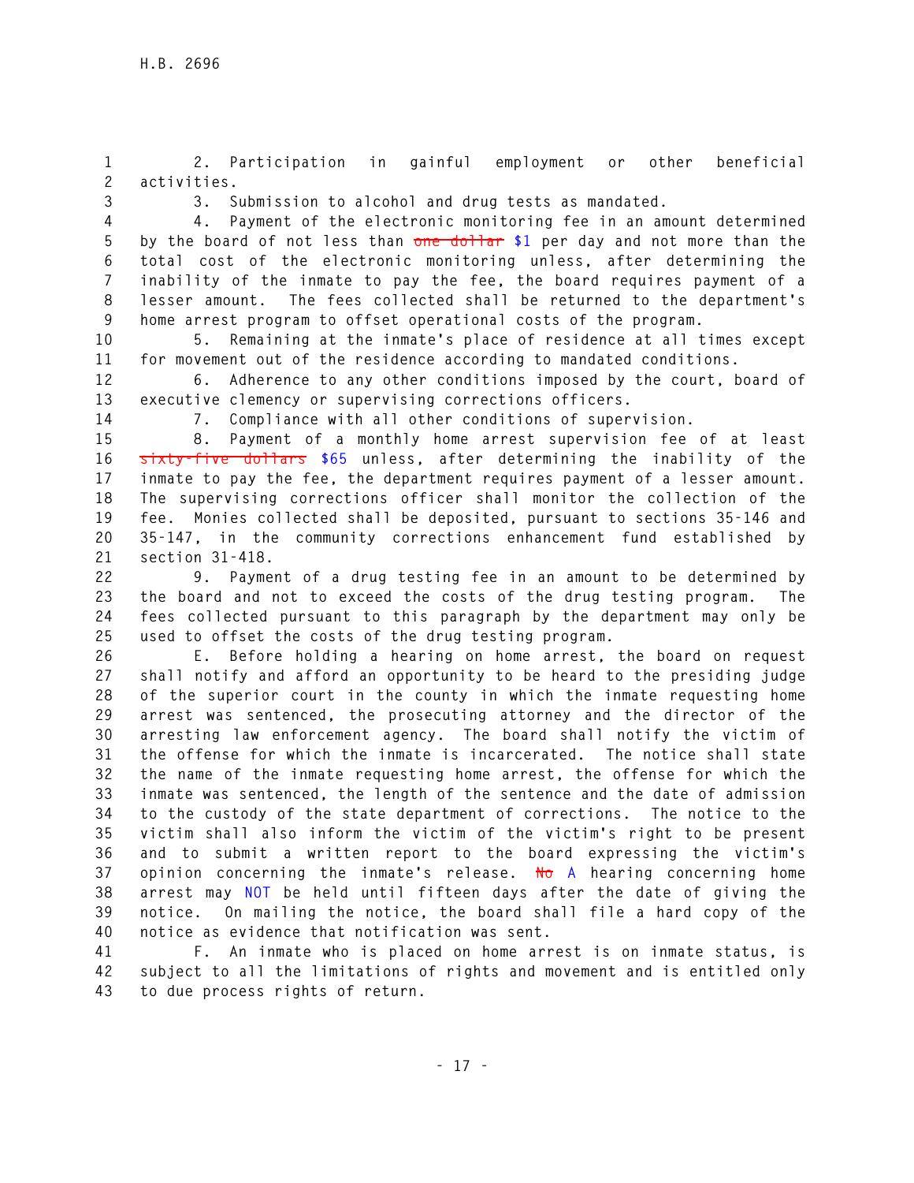2. Participation in gainful employment or other beneficial activities.

3. Submission to alcohol and drug tests as mandated.

4. Payment of the electronic monitoring fee in an amount determined by the board of not less than ~~one dollar~~ $1 per day and not more than the total cost of the electronic monitoring unless, after determining the inability of the inmate to pay the fee, the board requires payment of a lesser amount. The fees collected shall be returned to the department's home arrest program to offset operational costs of the program.

5. Remaining at the inmate's place of residence at all times except for movement out of the residence according to mandated conditions.

6. Adherence to any other conditions imposed by the court, board of executive clemency or supervising corrections officers.

7. Compliance with all other conditions of supervision.

8. Payment of a monthly home arrest supervision fee of at least ~~sixty-five dollars~~ $65 unless, after determining the inability of the inmate to pay the fee, the department requires payment of a lesser amount. The supervising corrections officer shall monitor the collection of the fee. Monies collected shall be deposited, pursuant to sections 35-146 and 35-147, in the community corrections enhancement fund established by section 31-418.

9. Payment of a drug testing fee in an amount to be determined by the board and not to exceed the costs of the drug testing program. The fees collected pursuant to this paragraph by the department may only be used to offset the costs of the drug testing program.

E. Before holding a hearing on home arrest, the board on request shall notify and afford an opportunity to be heard to the presiding judge of the superior court in the county in which the inmate requesting home arrest was sentenced, the prosecuting attorney and the director of the arresting law enforcement agency. The board shall notify the victim of the offense for which the inmate is incarcerated. The notice shall state the name of the inmate requesting home arrest, the offense for which the inmate was sentenced, the length of the sentence and the date of admission to the custody of the state department of corrections. The notice to the victim shall also inform the victim of the victim's right to be present and to submit a written report to the board expressing the victim's opinion concerning the inmate's release. ~~No~~ A hearing concerning home arrest may NOT be held until fifteen days after the date of giving the notice. On mailing the notice, the board shall file a hard copy of the notice as evidence that notification was sent.

F. An inmate who is placed on home arrest is on inmate status, is subject to all the limitations of rights and movement and is entitled only to due process rights of return.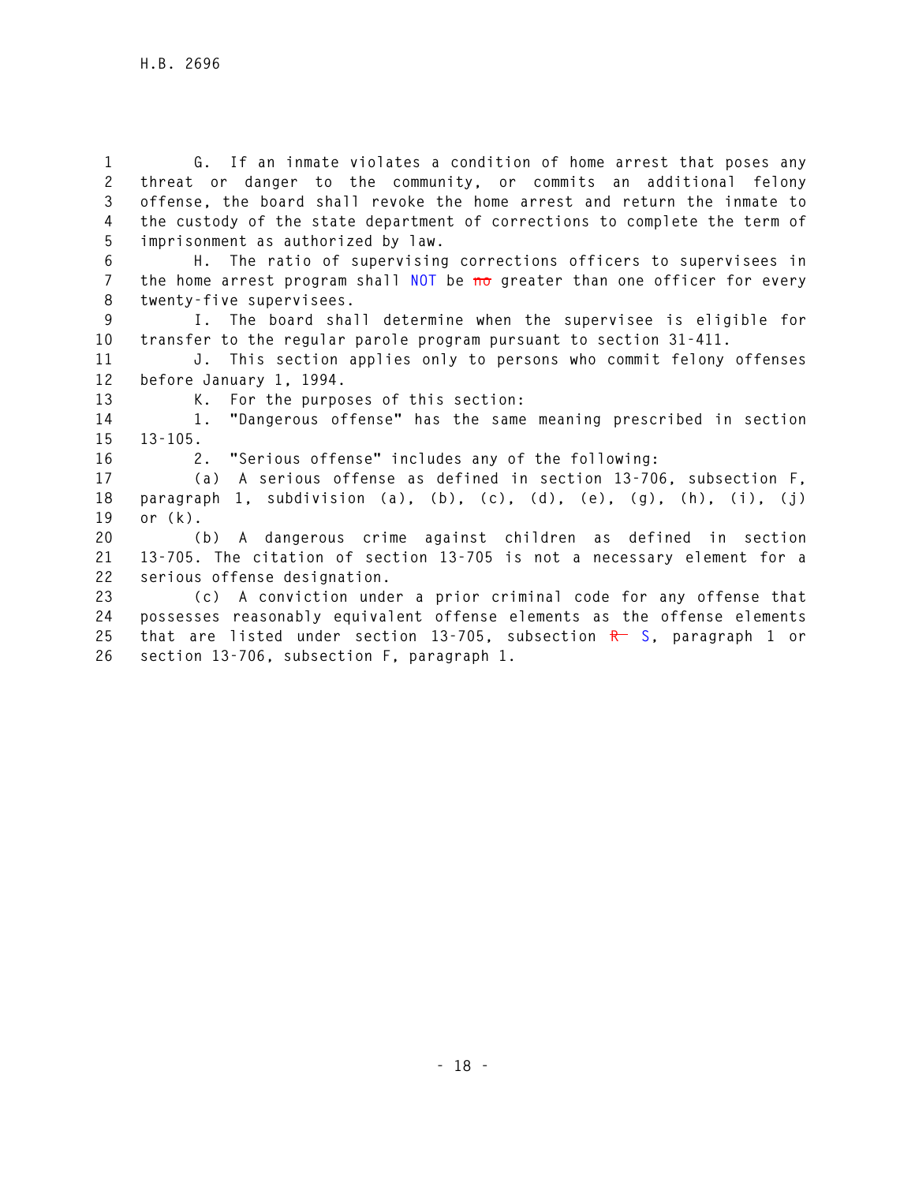G. If an inmate violates a condition of home arrest that poses any threat or danger to the community, or commits an additional felony offense, the board shall revoke the home arrest and return the inmate to the custody of the state department of corrections to complete the term of imprisonment as authorized by law.

H. The ratio of supervising corrections officers to supervisees in the home arrest program shall NOT be ~~no~~ greater than one officer for every twenty-five supervisees.

I. The board shall determine when the supervisee is eligible for transfer to the regular parole program pursuant to section 31-411.

J. This section applies only to persons who commit felony offenses before January 1, 1994.

K. For the purposes of this section:

1. "Dangerous offense" has the same meaning prescribed in section 13-105.

2. "Serious offense" includes any of the following:

(a) A serious offense as defined in section 13-706, subsection F, paragraph 1, subdivision (a), (b), (c), (d), (e), (g), (h), (i), (j) or (k).

(b) A dangerous crime against children as defined in section 13-705. The citation of section 13-705 is not a necessary element for a serious offense designation.

(c) A conviction under a prior criminal code for any offense that possesses reasonably equivalent offense elements as the offense elements that are listed under section 13-705, subsection ~~R~~ S, paragraph 1 or section 13-706, subsection F, paragraph 1.